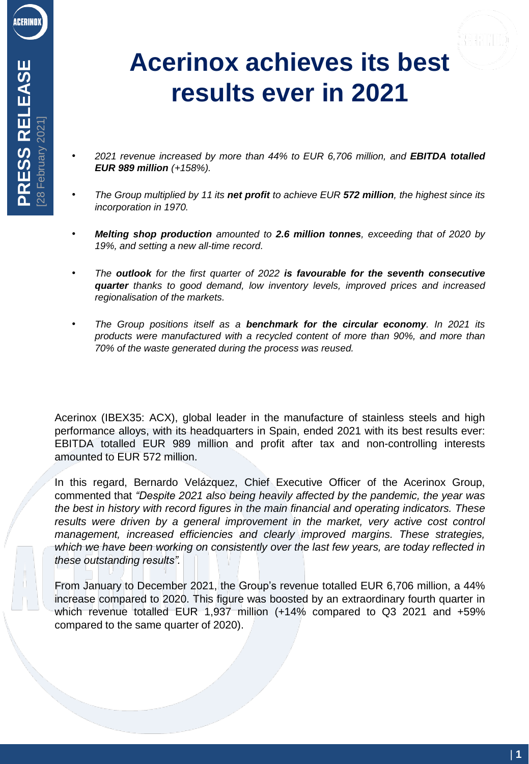# Acerinox achieves its best results ever in 2021

- *2021 revenue increased by more than 44% to EUR 6,706 million, and **EBITDA totalled EUR 989 million** (+158%).*
- *The Group multiplied by 11 its **net profit** to achieve EUR **572 million**, the highest since its incorporation in 1970.*
- ***Melting shop production** amounted to **2.6 million tonnes**, exceeding that of 2020 by 19%, and setting a new all-time record.*
- *The **outlook** for the first quarter of 2022 **is favourable for the seventh consecutive quarter** thanks to good demand, low inventory levels, improved prices and increased regionalisation of the markets.*
- *The Group positions itself as a **benchmark for the circular economy**. In 2021 its products were manufactured with a recycled content of more than 90%, and more than 70% of the waste generated during the process was reused.*

Acerinox (IBEX35: ACX), global leader in the manufacture of stainless steels and high performance alloys, with its headquarters in Spain, ended 2021 with its best results ever: EBITDA totalled EUR 989 million and profit after tax and non-controlling interests amounted to EUR 572 million.

In this regard, Bernardo Velázquez, Chief Executive Officer of the Acerinox Group, commented that *"Despite 2021 also being heavily affected by the pandemic, the year was the best in history with record figures in the main financial and operating indicators. These results were driven by a general improvement in the market, very active cost control management, increased efficiencies and clearly improved margins. These strategies, which we have been working on consistently over the last few years, are today reflected in these outstanding results".*

From January to December 2021, the Group's revenue totalled EUR 6,706 million, a 44% increase compared to 2020. This figure was boosted by an extraordinary fourth quarter in which revenue totalled EUR 1,937 million (+14% compared to Q3 2021 and +59% compared to the same quarter of 2020).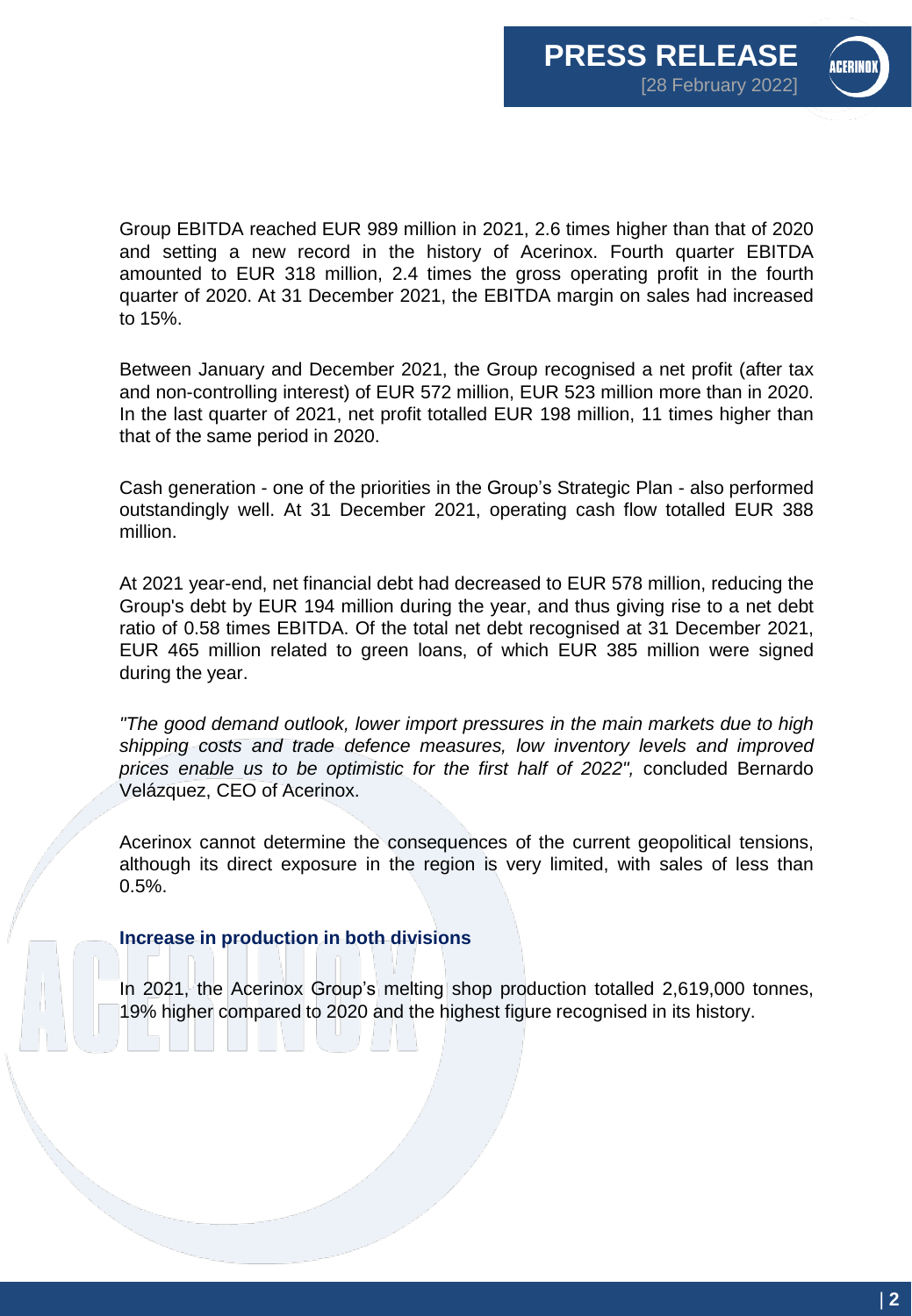Group EBITDA reached EUR 989 million in 2021, 2.6 times higher than that of 2020 and setting a new record in the history of Acerinox. Fourth quarter EBITDA amounted to EUR 318 million, 2.4 times the gross operating profit in the fourth quarter of 2020. At 31 December 2021, the EBITDA margin on sales had increased to 15%.

Between January and December 2021, the Group recognised a net profit (after tax and non-controlling interest) of EUR 572 million, EUR 523 million more than in 2020. In the last quarter of 2021, net profit totalled EUR 198 million, 11 times higher than that of the same period in 2020.

Cash generation - one of the priorities in the Group's Strategic Plan - also performed outstandingly well. At 31 December 2021, operating cash flow totalled EUR 388 million.

At 2021 year-end, net financial debt had decreased to EUR 578 million, reducing the Group's debt by EUR 194 million during the year, and thus giving rise to a net debt ratio of 0.58 times EBITDA. Of the total net debt recognised at 31 December 2021, EUR 465 million related to green loans, of which EUR 385 million were signed during the year.

*"The good demand outlook, lower import pressures in the main markets due to high shipping costs and trade defence measures, low inventory levels and improved prices enable us to be optimistic for the first half of 2022",* concluded Bernardo Velázquez, CEO of Acerinox.

Acerinox cannot determine the consequences of the current geopolitical tensions, although its direct exposure in the region is very limited, with sales of less than 0.5%.

### Increase in production in both divisions

In 2021, the Acerinox Group's melting shop production totalled 2,619,000 tonnes, 19% higher compared to 2020 and the highest figure recognised in its history.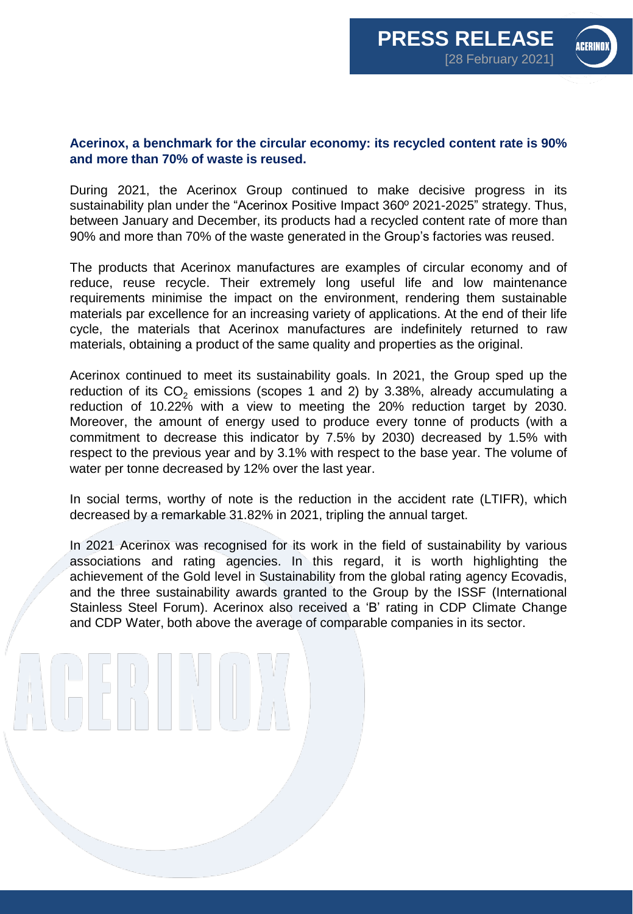**Acerinox, a benchmark for the circular economy: its recycled content rate is 90% and more than 70% of waste is reused.**

During 2021, the Acerinox Group continued to make decisive progress in its sustainability plan under the "Acerinox Positive Impact 360º 2021-2025" strategy. Thus, between January and December, its products had a recycled content rate of more than 90% and more than 70% of the waste generated in the Group's factories was reused.

The products that Acerinox manufactures are examples of circular economy and of reduce, reuse recycle. Their extremely long useful life and low maintenance requirements minimise the impact on the environment, rendering them sustainable materials par excellence for an increasing variety of applications. At the end of their life cycle, the materials that Acerinox manufactures are indefinitely returned to raw materials, obtaining a product of the same quality and properties as the original.

Acerinox continued to meet its sustainability goals. In 2021, the Group sped up the reduction of its $CO_2$ emissions (scopes 1 and 2) by 3.38%, already accumulating a reduction of 10.22% with a view to meeting the 20% reduction target by 2030. Moreover, the amount of energy used to produce every tonne of products (with a commitment to decrease this indicator by 7.5% by 2030) decreased by 1.5% with respect to the previous year and by 3.1% with respect to the base year. The volume of water per tonne decreased by 12% over the last year.

In social terms, worthy of note is the reduction in the accident rate (LTIFR), which decreased by a remarkable 31.82% in 2021, tripling the annual target.

In 2021 Acerinox was recognised for its work in the field of sustainability by various associations and rating agencies. In this regard, it is worth highlighting the achievement of the Gold level in Sustainability from the global rating agency Ecovadis, and the three sustainability awards granted to the Group by the ISSF (International Stainless Steel Forum). Acerinox also received a 'B' rating in CDP Climate Change and CDP Water, both above the average of comparable companies in its sector.